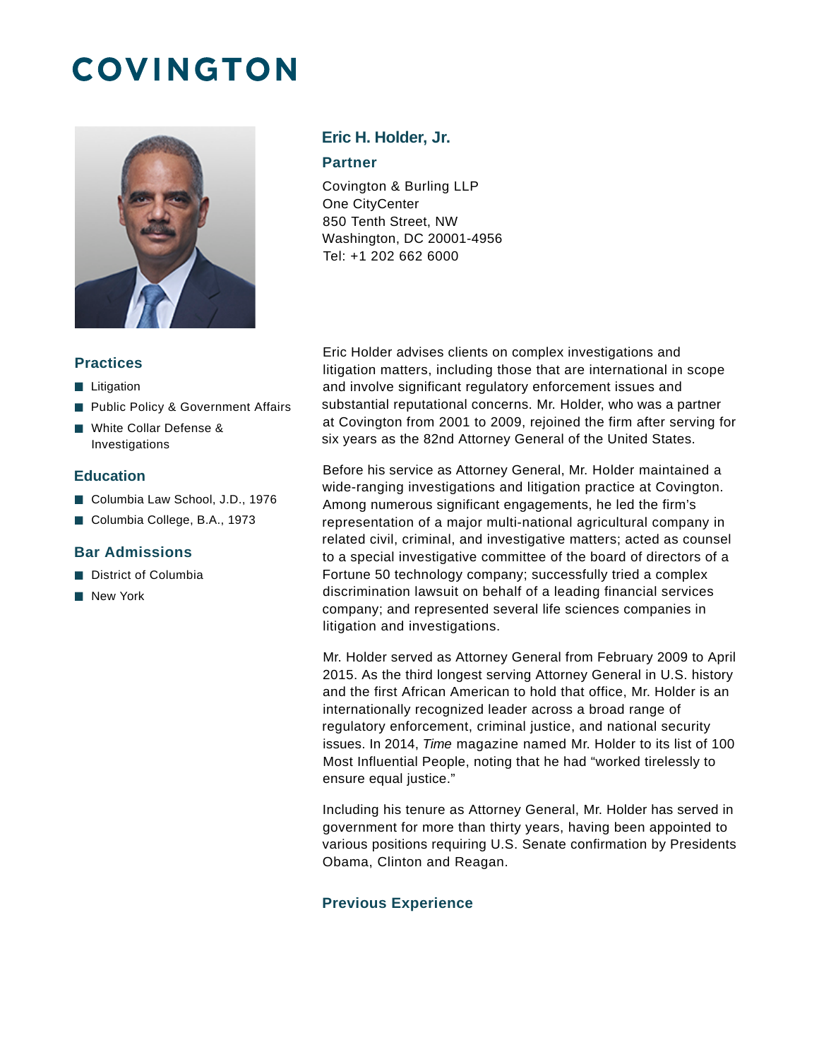# COVINGTON

## Eric H. Holder, Jr.

### Partner

Covington & Burling LLP
One CityCenter
850 Tenth Street, NW
Washington, DC 20001-4956
Tel: +1 202 662 6000

### Practices

- Litigation
- Public Policy & Government Affairs
- White Collar Defense & Investigations

### Education

- Columbia Law School, J.D., 1976
- Columbia College, B.A., 1973

### Bar Admissions

- District of Columbia
- New York

Eric Holder advises clients on complex investigations and litigation matters, including those that are international in scope and involve significant regulatory enforcement issues and substantial reputational concerns. Mr. Holder, who was a partner at Covington from 2001 to 2009, rejoined the firm after serving for six years as the 82nd Attorney General of the United States.

Before his service as Attorney General, Mr. Holder maintained a wide-ranging investigations and litigation practice at Covington. Among numerous significant engagements, he led the firm's representation of a major multi-national agricultural company in related civil, criminal, and investigative matters; acted as counsel to a special investigative committee of the board of directors of a Fortune 50 technology company; successfully tried a complex discrimination lawsuit on behalf of a leading financial services company; and represented several life sciences companies in litigation and investigations.

Mr. Holder served as Attorney General from February 2009 to April 2015. As the third longest serving Attorney General in U.S. history and the first African American to hold that office, Mr. Holder is an internationally recognized leader across a broad range of regulatory enforcement, criminal justice, and national security issues. In 2014, *Time* magazine named Mr. Holder to its list of 100 Most Influential People, noting that he had "worked tirelessly to ensure equal justice."

Including his tenure as Attorney General, Mr. Holder has served in government for more than thirty years, having been appointed to various positions requiring U.S. Senate confirmation by Presidents Obama, Clinton and Reagan.

### Previous Experience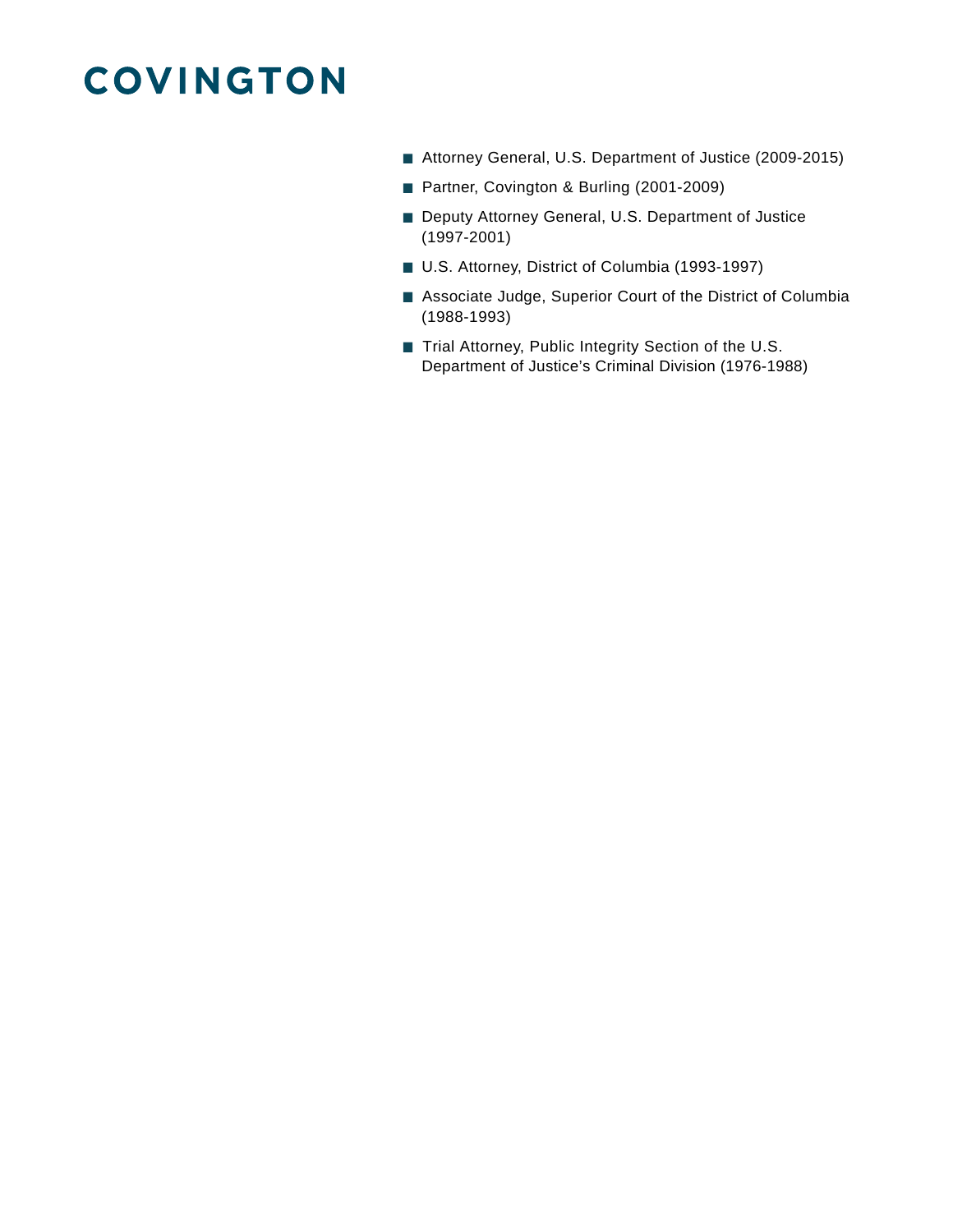- Attorney General, U.S. Department of Justice (2009-2015)
- Partner, Covington & Burling (2001-2009)
- Deputy Attorney General, U.S. Department of Justice (1997-2001)
- U.S. Attorney, District of Columbia (1993-1997)
- Associate Judge, Superior Court of the District of Columbia (1988-1993)
- Trial Attorney, Public Integrity Section of the U.S. Department of Justice's Criminal Division (1976-1988)